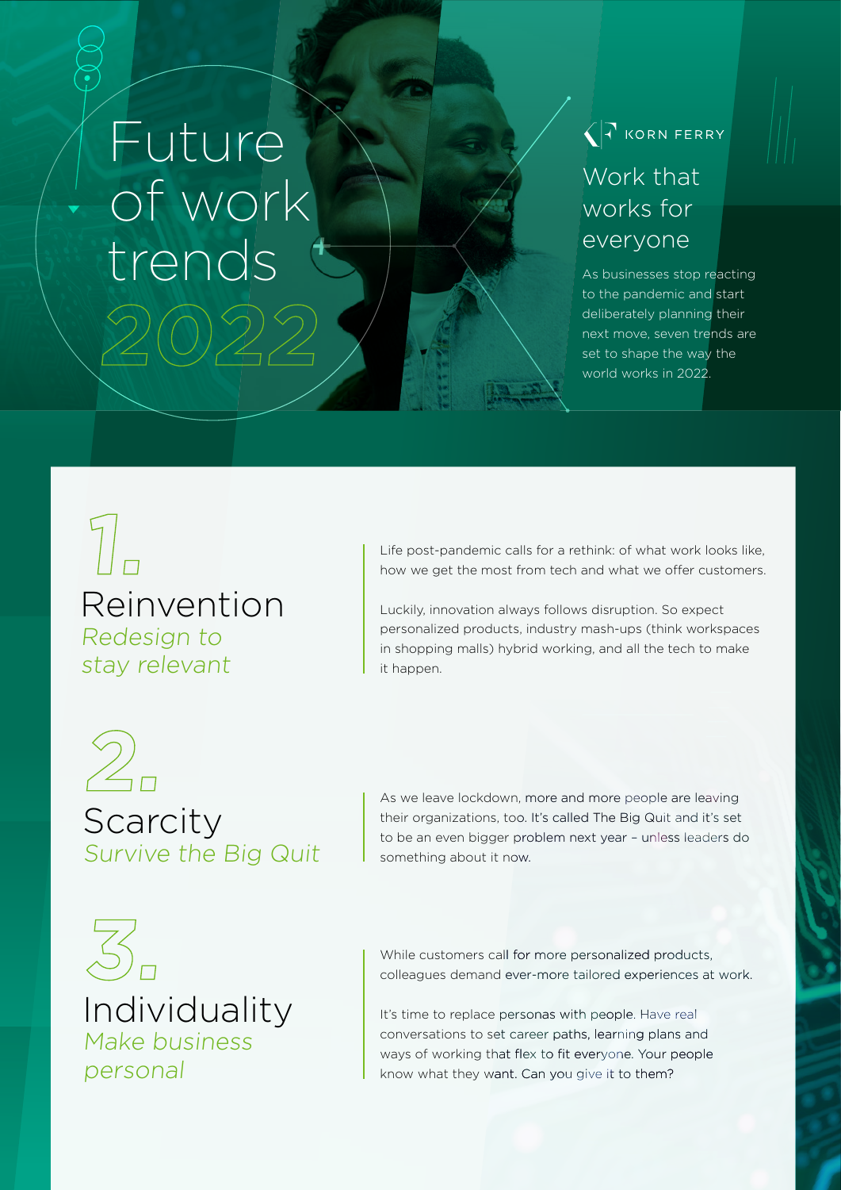# Future of work trends 2022

KORN FERRY

## Work that works for everyone

As businesses stop reacting to the pandemic and start deliberately planning their next move, seven trends are set to shape the way the world works in 2022.

## 1. Reinvention

*Redesign to stay relevant*

Life post-pandemic calls for a rethink: of what work looks like, how we get the most from tech and what we offer customers.

Luckily, innovation always follows disruption. So expect personalized products, industry mash-ups (think workspaces in shopping malls) hybrid working, and all the tech to make it happen.

## 2. Scarcity

*Survive the Big Quit*

As we leave lockdown, more and more people are leaving their organizations, too. It's called The Big Quit and it's set to be an even bigger problem next year – unless leaders do something about it now.

## 3. Individuality

*Make business personal*

While customers call for more personalized products, colleagues demand ever-more tailored experiences at work.

It's time to replace personas with people. Have real conversations to set career paths, learning plans and ways of working that flex to fit everyone. Your people know what they want. Can you give it to them?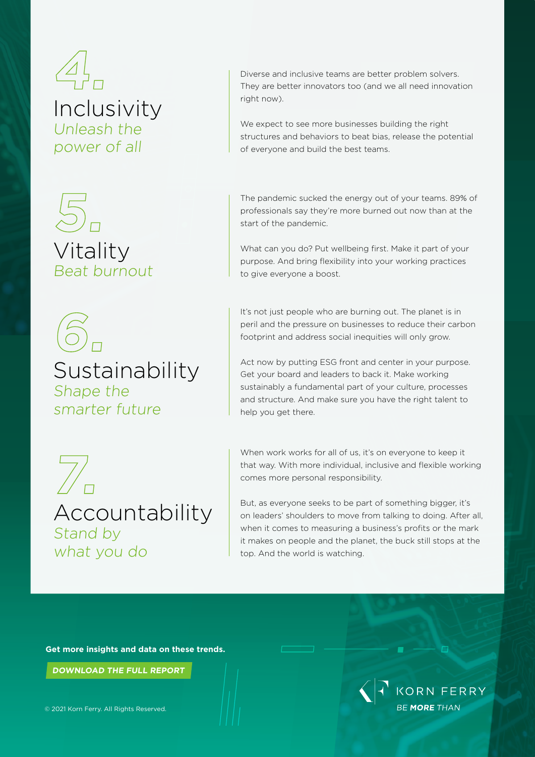## 4. Inclusivity

*Unleash the power of all*

Diverse and inclusive teams are better problem solvers. They are better innovators too (and we all need innovation right now).

We expect to see more businesses building the right structures and behaviors to beat bias, release the potential of everyone and build the best teams.

## 5. Vitality

*Beat burnout*

The pandemic sucked the energy out of your teams. 89% of professionals say they're more burned out now than at the start of the pandemic.

What can you do? Put wellbeing first. Make it part of your purpose. And bring flexibility into your working practices to give everyone a boost.

## 6. Sustainability

*Shape the smarter future*

It's not just people who are burning out. The planet is in peril and the pressure on businesses to reduce their carbon footprint and address social inequities will only grow.

Act now by putting ESG front and center in your purpose. Get your board and leaders to back it. Make working sustainably a fundamental part of your culture, processes and structure. And make sure you have the right talent to help you get there.

## 7. Accountability

*Stand by what you do*

When work works for all of us, it's on everyone to keep it that way. With more individual, inclusive and flexible working comes more personal responsibility.

But, as everyone seeks to be part of something bigger, it's on leaders' shoulders to move from talking to doing. After all, when it comes to measuring a business's profits or the mark it makes on people and the planet, the buck still stops at the top. And the world is watching.

**Get more insights and data on these trends.**

***DOWNLOAD THE FULL REPORT***

© 2021 Korn Ferry. All Rights Reserved.

KORN FERRY

BE **MORE** THAN